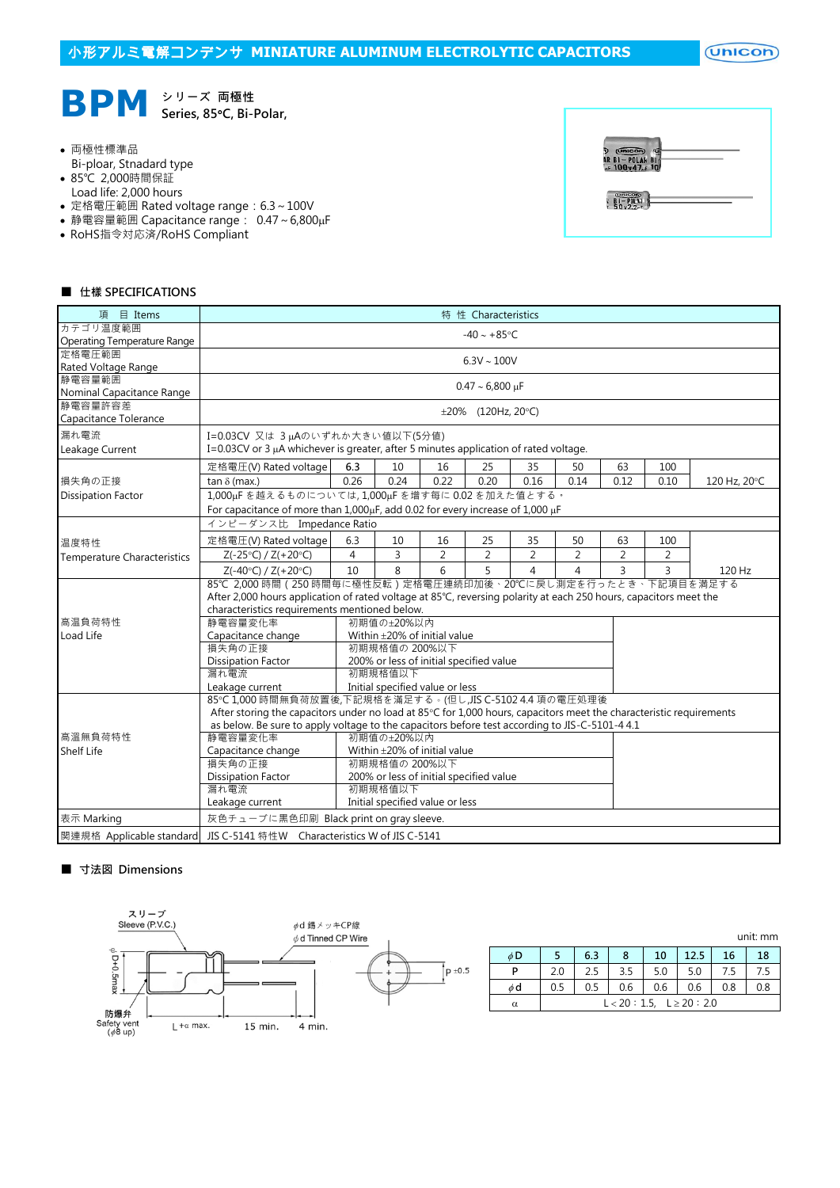# 小形アルミ電解コンデンサ MINIATURE ALUMINUM ELECTROLYTIC CAPACITORS

# BPM シリーズ 両極性 Series, 85°C, Bi-Polar,

- 両極性標準品
  Bi-ploar, Stnadard type
- 85℃ 2,000時間保証
  Load life: 2,000 hours
- 定格電圧範囲 Rated voltage range：6.3 ~ 100V
- 静電容量範囲 Capacitance range： 0.47 ~ 6,800μF
- RoHS指令対応済/RoHS Compliant

## ■ 仕様 SPECIFICATIONS

| 項 目 Items | 特 性 Characteristics | | | | | | | | | |
|---|---|---|---|---|---|---|---|---|---|---|
| カテゴリ温度範囲 Operating Temperature Range | -40 ~ +85°C | | | | | | | | | |
| 定格電圧範囲 Rated Voltage Range | 6.3V ~ 100V | | | | | | | | | |
| 静電容量範囲 Nominal Capacitance Range | 0.47 ~ 6,800 μF | | | | | | | | | |
| 静電容量許容差 Capacitance Tolerance | ±20% (120Hz, 20°C) | | | | | | | | | |
| 漏れ電流 Leakage Current | I=0.03CV 又は 3 μAのいずれか大きい値以下(5分値) I=0.03CV or 3 μA whichever is greater, after 5 minutes application of rated voltage. | | | | | | | | | |
| 損失角の正接 Dissipation Factor | 定格電圧(V) Rated voltage | 6.3 | 10 | 16 | 25 | 35 | 50 | 63 | 100 | |
| | tan δ (max.) | 0.26 | 0.24 | 0.22 | 0.20 | 0.16 | 0.14 | 0.12 | 0.10 | 120 Hz, 20°C |
| | 1,000μF を越えるものについては, 1,000μF を増す毎に 0.02 を加えた値とする。 For capacitance of more than 1,000μF, add 0.02 for every increase of 1,000 μF | | | | | | | | | |
| 温度特性 Temperature Characteristics | インピーダンス比 Impedance Ratio | | | | | | | | | |
| | 定格電圧(V) Rated voltage | 6.3 | 10 | 16 | 25 | 35 | 50 | 63 | 100 | |
| | Z(-25°C) / Z(+20°C) | 4 | 3 | 2 | 2 | 2 | 2 | 2 | 2 | |
| | Z(-40°C) / Z(+20°C) | 10 | 8 | 6 | 5 | 4 | 4 | 3 | 3 | 120 Hz |
| 高温負荷特性 Load Life | 85℃ 2,000 時間（250 時間毎に極性反転）定格電圧連続印加後、20℃に戻し測定を行ったとき、下記項目を満足する After 2,000 hours application of rated voltage at 85℃, reversing polarity at each 250 hours, capacitors meet the characteristics requirements mentioned below. | | | | | | | | | |
| | 静電容量変化率 Capacitance change | 初期値の±20%以内 Within ±20% of initial value | | | | | | | | |
| | 損失角の正接 Dissipation Factor | 初期規格値の 200%以下 200% or less of initial specified value | | | | | | | | |
| | 漏れ電流 Leakage current | 初期規格値以下 Initial specified value or less | | | | | | | | |
| 高温無負荷特性 Shelf Life | 85℃ 1,000 時間無負荷放置後,下記規格を満足する。(但し,JIS C-5102 4.4 項の電圧処理後 After storing the capacitors under no load at 85°C for 1,000 hours, capacitors meet the characteristic requirements as below. Be sure to apply voltage to the capacitors before test according to JIS-C-5101-4 4.1 | | | | | | | | | |
| | 静電容量変化率 Capacitance change | 初期値の±20%以内 Within ±20% of initial value | | | | | | | | |
| | 損失角の正接 Dissipation Factor | 初期規格値の 200%以下 200% or less of initial specified value | | | | | | | | |
| | 漏れ電流 Leakage current | 初期規格値以下 Initial specified value or less | | | | | | | | |
| 表示 Marking | 灰色チューブに黒色印刷 Black print on gray sleeve. | | | | | | | | | |
| 関連規格 Applicable standard | JIS C-5141 特性W Characteristics W of JIS C-5141 | | | | | | | | | |

## ■ 寸法図 Dimensions

スリーブ Sleeve (P.V.C.)
φd 錫メッキCP線 φd Tinned CP Wire
φD+0.5max
防爆弁 Safety vent (φ8 up)
L+α max.　15 min.　4 min.
P ±0.5

unit: mm

| φD | 5 | 6.3 | 8 | 10 | 12.5 | 16 | 18 |
|---|---|---|---|---|---|---|---|
| P | 2.0 | 2.5 | 3.5 | 5.0 | 5.0 | 7.5 | 7.5 |
| φd | 0.5 | 0.5 | 0.6 | 0.6 | 0.6 | 0.8 | 0.8 |
| α | L < 20 : 1.5, L ≥ 20 : 2.0 | | | | | | |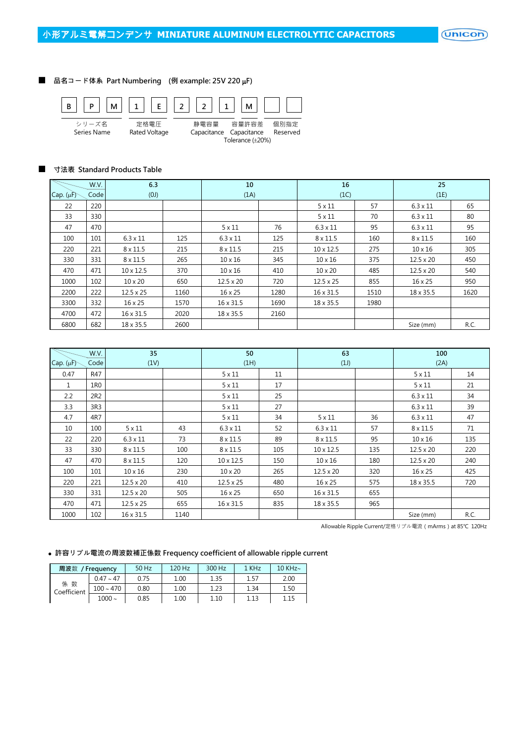# 小形アルミ電解コンデンサ MINIATURE ALUMINUM ELECTROLYTIC CAPACITORS

## ■ 品名コード体系 Part Numbering (例 example: 25V 220 μF)

| B | P | M | 1 | E | 2 | 2 | 1 | M | | |
|---|---|---|---|---|---|---|---|---|---|---|
| シリーズ名 Series Name | | | 定格電圧 Rated Voltage | | 静電容量 Capacitance | | | 容量許容差 Capacitance Tolerance (±20%) | 個別指定 Reserved | |

## ■ 寸法表 Standard Products Table

| Cap. (μF) | W.V. Code | 6.3 (0J) | | 10 (1A) | | 16 (1C) | | 25 (1E) | |
|---|---|---|---|---|---|---|---|---|---|
| 22 | 220 | | | | | 5 x 11 | 57 | 6.3 x 11 | 65 |
| 33 | 330 | | | | | 5 x 11 | 70 | 6.3 x 11 | 80 |
| 47 | 470 | | | 5 x 11 | 76 | 6.3 x 11 | 95 | 6.3 x 11 | 95 |
| 100 | 101 | 6.3 x 11 | 125 | 6.3 x 11 | 125 | 8 x 11.5 | 160 | 8 x 11.5 | 160 |
| 220 | 221 | 8 x 11.5 | 215 | 8 x 11.5 | 215 | 10 x 12.5 | 275 | 10 x 16 | 305 |
| 330 | 331 | 8 x 11.5 | 265 | 10 x 16 | 345 | 10 x 16 | 375 | 12.5 x 20 | 450 |
| 470 | 471 | 10 x 12.5 | 370 | 10 x 16 | 410 | 10 x 20 | 485 | 12.5 x 20 | 540 |
| 1000 | 102 | 10 x 20 | 650 | 12.5 x 20 | 720 | 12.5 x 25 | 855 | 16 x 25 | 950 |
| 2200 | 222 | 12.5 x 25 | 1160 | 16 x 25 | 1280 | 16 x 31.5 | 1510 | 18 x 35.5 | 1620 |
| 3300 | 332 | 16 x 25 | 1570 | 16 x 31.5 | 1690 | 18 x 35.5 | 1980 | | |
| 4700 | 472 | 16 x 31.5 | 2020 | 18 x 35.5 | 2160 | | | | |
| 6800 | 682 | 18 x 35.5 | 2600 | | | | | Size (mm) | R.C. |

| Cap. (μF) | W.V. Code | 35 (1V) | | 50 (1H) | | 63 (1J) | | 100 (2A) | |
|---|---|---|---|---|---|---|---|---|---|
| 0.47 | R47 | | | 5 x 11 | 11 | | | 5 x 11 | 14 |
| 1 | 1R0 | | | 5 x 11 | 17 | | | 5 x 11 | 21 |
| 2.2 | 2R2 | | | 5 x 11 | 25 | | | 6.3 x 11 | 34 |
| 3.3 | 3R3 | | | 5 x 11 | 27 | | | 6.3 x 11 | 39 |
| 4.7 | 4R7 | | | 5 x 11 | 34 | 5 x 11 | 36 | 6.3 x 11 | 47 |
| 10 | 100 | 5 x 11 | 43 | 6.3 x 11 | 52 | 6.3 x 11 | 57 | 8 x 11.5 | 71 |
| 22 | 220 | 6.3 x 11 | 73 | 8 x 11.5 | 89 | 8 x 11.5 | 95 | 10 x 16 | 135 |
| 33 | 330 | 8 x 11.5 | 100 | 8 x 11.5 | 105 | 10 x 12.5 | 135 | 12.5 x 20 | 220 |
| 47 | 470 | 8 x 11.5 | 120 | 10 x 12.5 | 150 | 10 x 16 | 180 | 12.5 x 20 | 240 |
| 100 | 101 | 10 x 16 | 230 | 10 x 20 | 265 | 12.5 x 20 | 320 | 16 x 25 | 425 |
| 220 | 221 | 12.5 x 20 | 410 | 12.5 x 25 | 480 | 16 x 25 | 575 | 18 x 35.5 | 720 |
| 330 | 331 | 12.5 x 20 | 505 | 16 x 25 | 650 | 16 x 31.5 | 655 | | |
| 470 | 471 | 12.5 x 25 | 655 | 16 x 31.5 | 835 | 18 x 35.5 | 965 | | |
| 1000 | 102 | 16 x 31.5 | 1140 | | | | | Size (mm) | R.C. |

Allowable Ripple Current/定格リプル電流 ( mArms ) at 85℃ 120Hz

- **許容リプル電流の周波数補正係数 Frequency coefficient of allowable ripple current**

| 周波数 / Frequency | | 50 Hz | 120 Hz | 300 Hz | 1 KHz | 10 KHz~ |
|---|---|---|---|---|---|---|
| 係 数 Coefficient | 0.47 ~ 47 | 0.75 | 1.00 | 1.35 | 1.57 | 2.00 |
| | 100 ~ 470 | 0.80 | 1.00 | 1.23 | 1.34 | 1.50 |
| | 1000 ~ | 0.85 | 1.00 | 1.10 | 1.13 | 1.15 |